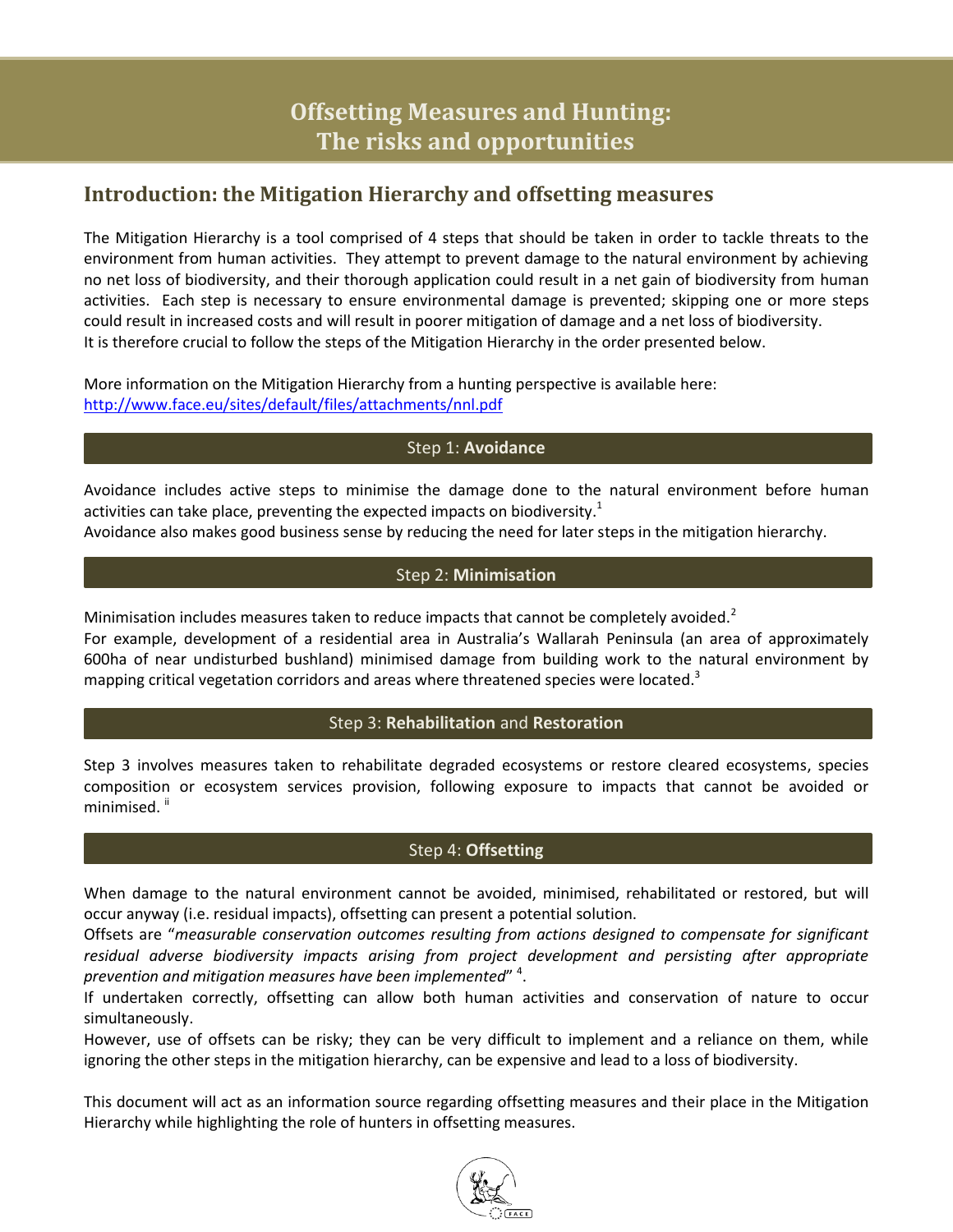# Offsetting Measures and Hunting: The risks and opportunities

## Introduction: the Mitigation Hierarchy and offsetting measures

The Mitigation Hierarchy is a tool comprised of 4 steps that should be taken in order to tackle threats to the environment from human activities. They attempt to prevent damage to the natural environment by achieving no net loss of biodiversity, and their thorough application could result in a net gain of biodiversity from human activities. Each step is necessary to ensure environmental damage is prevented; skipping one or more steps could result in increased costs and will result in poorer mitigation of damage and a net loss of biodiversity. It is therefore crucial to follow the steps of the Mitigation Hierarchy in the order presented below.

More information on the Mitigation Hierarchy from a hunting perspective is available here: [http://www.face.eu/sites/default/files/attachments/nnl.pdf](http://www.face.eu/sites/default/files/attachments/nnl.pdf)

### Step 1: **Avoidance**

Avoidance includes active steps to minimise the damage done to the natural environment before human activities can take place, preventing the expected impacts on biodiversity.[1]
Avoidance also makes good business sense by reducing the need for later steps in the mitigation hierarchy.

### Step 2: **Minimisation**

Minimisation includes measures taken to reduce impacts that cannot be completely avoided.[2]
For example, development of a residential area in Australia's Wallarah Peninsula (an area of approximately 600ha of near undisturbed bushland) minimised damage from building work to the natural environment by mapping critical vegetation corridors and areas where threatened species were located.[3]

### Step 3: **Rehabilitation** and **Restoration**

Step 3 involves measures taken to rehabilitate degraded ecosystems or restore cleared ecosystems, species composition or ecosystem services provision, following exposure to impacts that cannot be avoided or minimised. [ii]

### Step 4: **Offsetting**

When damage to the natural environment cannot be avoided, minimised, rehabilitated or restored, but will occur anyway (i.e. residual impacts), offsetting can present a potential solution.
Offsets are "*measurable conservation outcomes resulting from actions designed to compensate for significant residual adverse biodiversity impacts arising from project development and persisting after appropriate prevention and mitigation measures have been implemented*" [4].
If undertaken correctly, offsetting can allow both human activities and conservation of nature to occur simultaneously.
However, use of offsets can be risky; they can be very difficult to implement and a reliance on them, while ignoring the other steps in the mitigation hierarchy, can be expensive and lead to a loss of biodiversity.

This document will act as an information source regarding offsetting measures and their place in the Mitigation Hierarchy while highlighting the role of hunters in offsetting measures.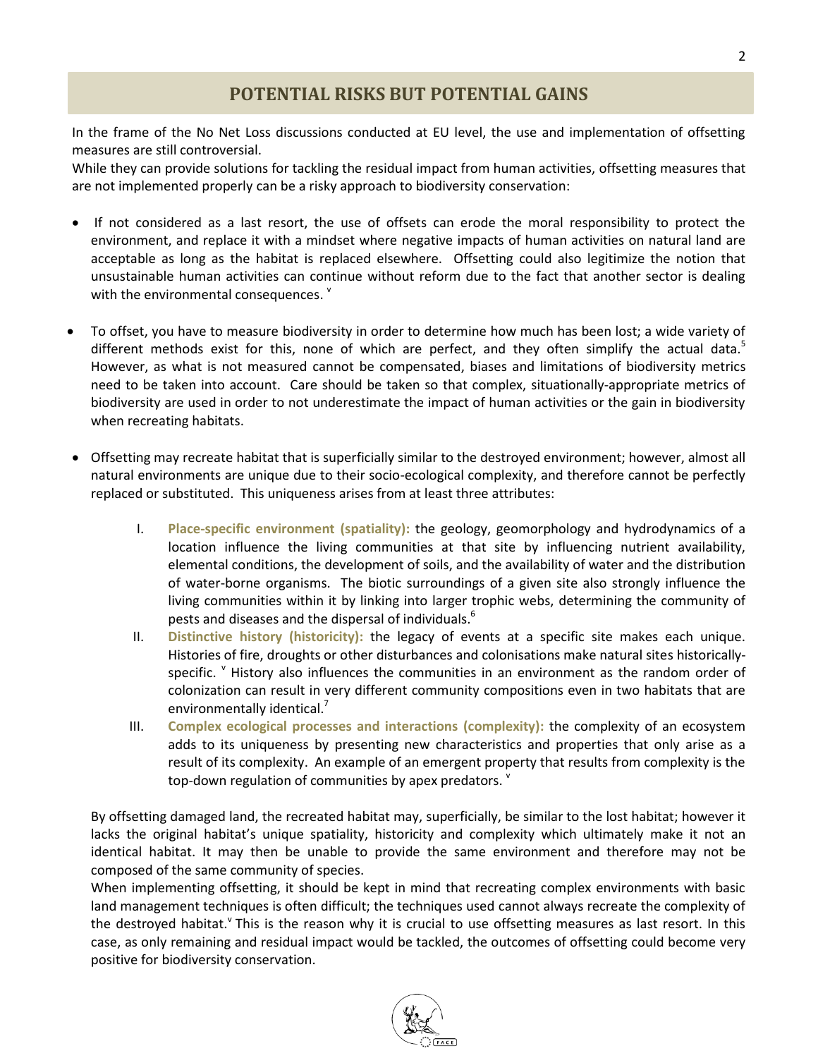## POTENTIAL RISKS BUT POTENTIAL GAINS

In the frame of the No Net Loss discussions conducted at EU level, the use and implementation of offsetting measures are still controversial.

While they can provide solutions for tackling the residual impact from human activities, offsetting measures that are not implemented properly can be a risky approach to biodiversity conservation:

- If not considered as a last resort, the use of offsets can erode the moral responsibility to protect the environment, and replace it with a mindset where negative impacts of human activities on natural land are acceptable as long as the habitat is replaced elsewhere. Offsetting could also legitimize the notion that unsustainable human activities can continue without reform due to the fact that another sector is dealing with the environmental consequences. [v]

- To offset, you have to measure biodiversity in order to determine how much has been lost; a wide variety of different methods exist for this, none of which are perfect, and they often simplify the actual data.[5] However, as what is not measured cannot be compensated, biases and limitations of biodiversity metrics need to be taken into account. Care should be taken so that complex, situationally-appropriate metrics of biodiversity are used in order to not underestimate the impact of human activities or the gain in biodiversity when recreating habitats.

- Offsetting may recreate habitat that is superficially similar to the destroyed environment; however, almost all natural environments are unique due to their socio-ecological complexity, and therefore cannot be perfectly replaced or substituted. This uniqueness arises from at least three attributes:

  I. **Place-specific environment (spatiality):** the geology, geomorphology and hydrodynamics of a location influence the living communities at that site by influencing nutrient availability, elemental conditions, the development of soils, and the availability of water and the distribution of water-borne organisms. The biotic surroundings of a given site also strongly influence the living communities within it by linking into larger trophic webs, determining the community of pests and diseases and the dispersal of individuals.[6]

  II. **Distinctive history (historicity):** the legacy of events at a specific site makes each unique. Histories of fire, droughts or other disturbances and colonisations make natural sites historically-specific. [v] History also influences the communities in an environment as the random order of colonization can result in very different community compositions even in two habitats that are environmentally identical.[7]

  III. **Complex ecological processes and interactions (complexity):** the complexity of an ecosystem adds to its uniqueness by presenting new characteristics and properties that only arise as a result of its complexity. An example of an emergent property that results from complexity is the top-down regulation of communities by apex predators. [v]

  By offsetting damaged land, the recreated habitat may, superficially, be similar to the lost habitat; however it lacks the original habitat's unique spatiality, historicity and complexity which ultimately make it not an identical habitat. It may then be unable to provide the same environment and therefore may not be composed of the same community of species.

  When implementing offsetting, it should be kept in mind that recreating complex environments with basic land management techniques is often difficult; the techniques used cannot always recreate the complexity of the destroyed habitat.[v] This is the reason why it is crucial to use offsetting measures as last resort. In this case, as only remaining and residual impact would be tackled, the outcomes of offsetting could become very positive for biodiversity conservation.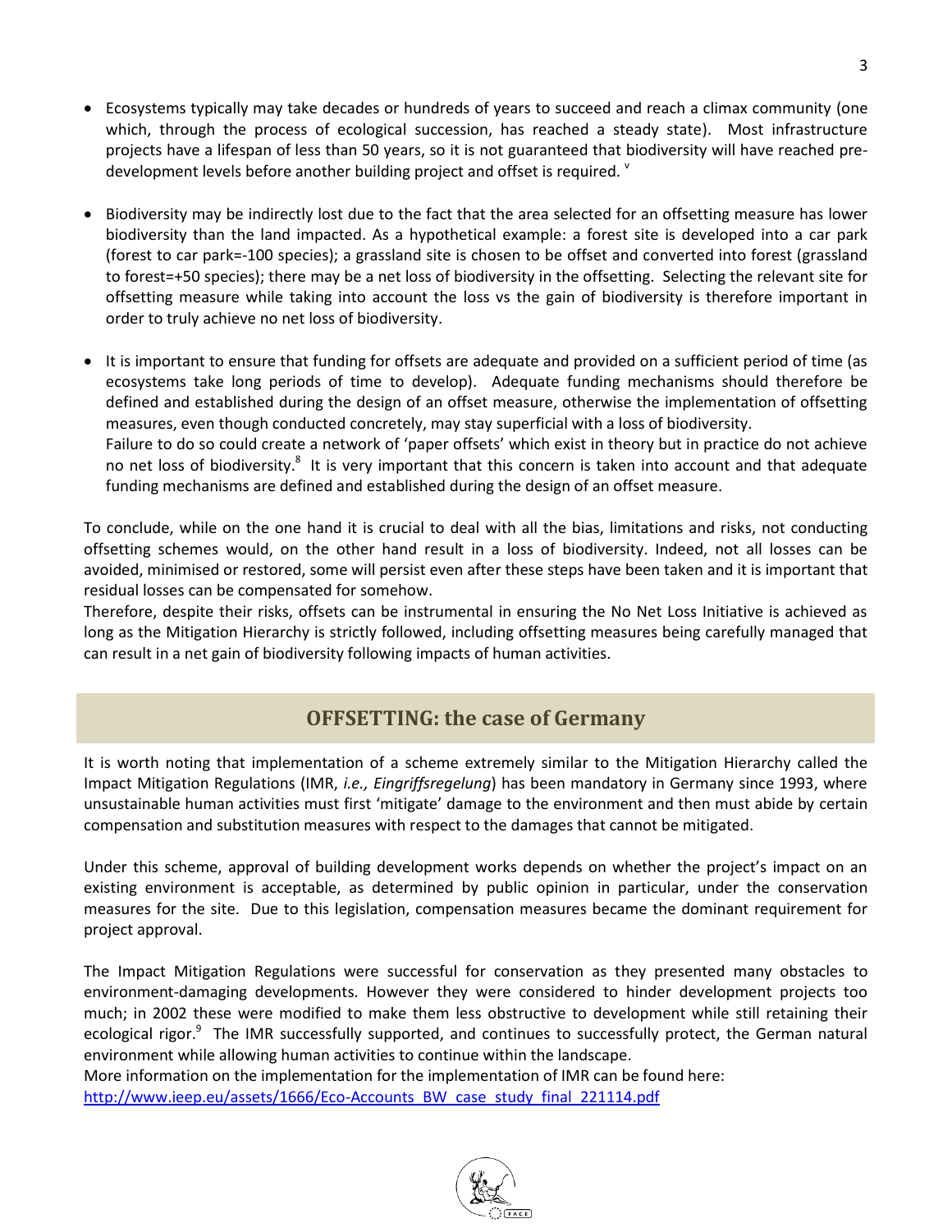- Ecosystems typically may take decades or hundreds of years to succeed and reach a climax community (one which, through the process of ecological succession, has reached a steady state). Most infrastructure projects have a lifespan of less than 50 years, so it is not guaranteed that biodiversity will have reached pre-development levels before another building project and offset is required. [v]

- Biodiversity may be indirectly lost due to the fact that the area selected for an offsetting measure has lower biodiversity than the land impacted. As a hypothetical example: a forest site is developed into a car park (forest to car park=-100 species); a grassland site is chosen to be offset and converted into forest (grassland to forest=+50 species); there may be a net loss of biodiversity in the offsetting. Selecting the relevant site for offsetting measure while taking into account the loss vs the gain of biodiversity is therefore important in order to truly achieve no net loss of biodiversity.

- It is important to ensure that funding for offsets are adequate and provided on a sufficient period of time (as ecosystems take long periods of time to develop). Adequate funding mechanisms should therefore be defined and established during the design of an offset measure, otherwise the implementation of offsetting measures, even though conducted concretely, may stay superficial with a loss of biodiversity.
  Failure to do so could create a network of 'paper offsets' which exist in theory but in practice do not achieve no net loss of biodiversity.[8] It is very important that this concern is taken into account and that adequate funding mechanisms are defined and established during the design of an offset measure.

To conclude, while on the one hand it is crucial to deal with all the bias, limitations and risks, not conducting offsetting schemes would, on the other hand result in a loss of biodiversity. Indeed, not all losses can be avoided, minimised or restored, some will persist even after these steps have been taken and it is important that residual losses can be compensated for somehow.
Therefore, despite their risks, offsets can be instrumental in ensuring the No Net Loss Initiative is achieved as long as the Mitigation Hierarchy is strictly followed, including offsetting measures being carefully managed that can result in a net gain of biodiversity following impacts of human activities.

## OFFSETTING: the case of Germany

It is worth noting that implementation of a scheme extremely similar to the Mitigation Hierarchy called the Impact Mitigation Regulations (IMR, *i.e., Eingriffsregelung*) has been mandatory in Germany since 1993, where unsustainable human activities must first 'mitigate' damage to the environment and then must abide by certain compensation and substitution measures with respect to the damages that cannot be mitigated.

Under this scheme, approval of building development works depends on whether the project's impact on an existing environment is acceptable, as determined by public opinion in particular, under the conservation measures for the site. Due to this legislation, compensation measures became the dominant requirement for project approval.

The Impact Mitigation Regulations were successful for conservation as they presented many obstacles to environment-damaging developments. However they were considered to hinder development projects too much; in 2002 these were modified to make them less obstructive to development while still retaining their ecological rigor.[9] The IMR successfully supported, and continues to successfully protect, the German natural environment while allowing human activities to continue within the landscape.
More information on the implementation for the implementation of IMR can be found here:
[http://www.ieep.eu/assets/1666/Eco-Accounts_BW_case_study_final_221114.pdf](http://www.ieep.eu/assets/1666/Eco-Accounts_BW_case_study_final_221114.pdf)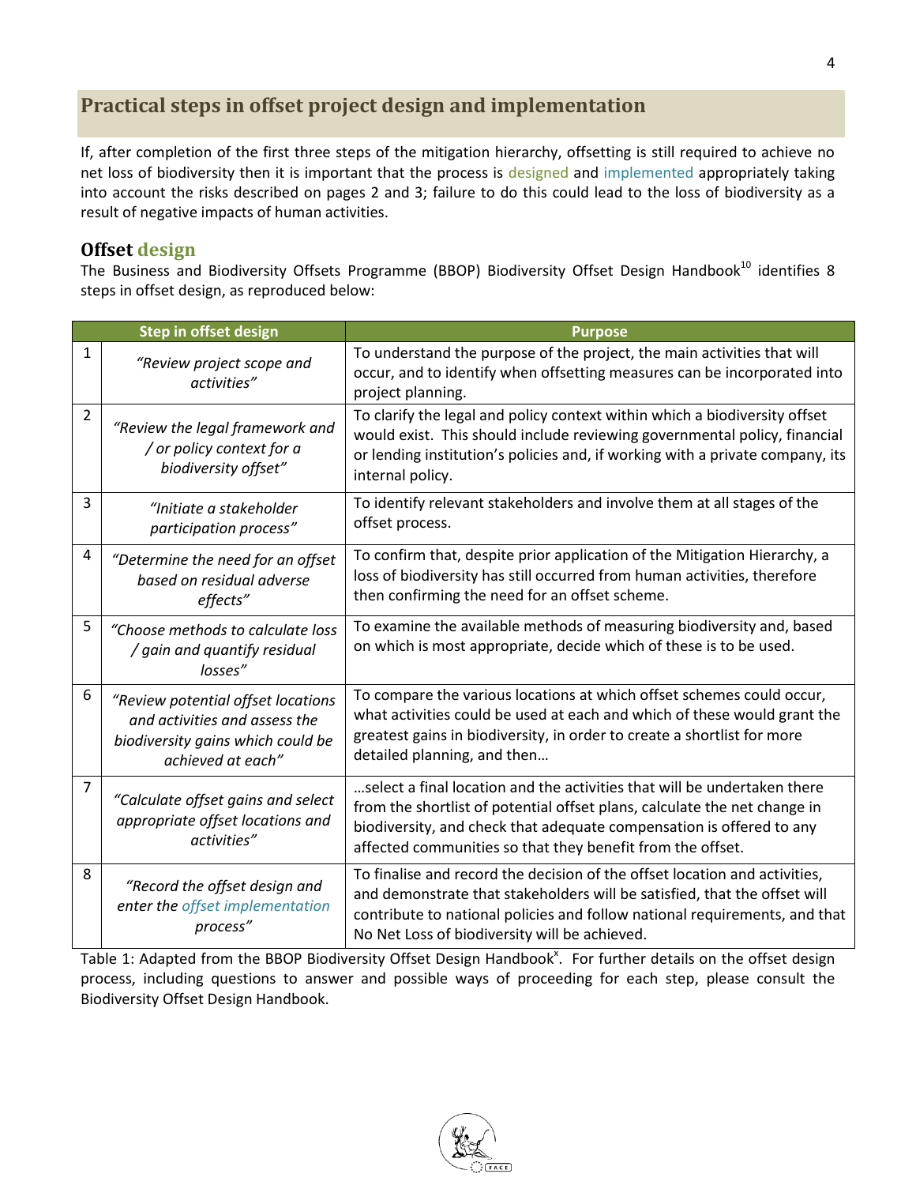## Practical steps in offset project design and implementation

If, after completion of the first three steps of the mitigation hierarchy, offsetting is still required to achieve no net loss of biodiversity then it is important that the process is designed and implemented appropriately taking into account the risks described on pages 2 and 3; failure to do this could lead to the loss of biodiversity as a result of negative impacts of human activities.

### Offset design

The Business and Biodiversity Offsets Programme (BBOP) Biodiversity Offset Design Handbook[10] identifies 8 steps in offset design, as reproduced below:

| | Step in offset design | Purpose |
|---|---|---|
| 1 | *"Review project scope and activities"* | To understand the purpose of the project, the main activities that will occur, and to identify when offsetting measures can be incorporated into project planning. |
| 2 | *"Review the legal framework and / or policy context for a biodiversity offset"* | To clarify the legal and policy context within which a biodiversity offset would exist. This should include reviewing governmental policy, financial or lending institution's policies and, if working with a private company, its internal policy. |
| 3 | *"Initiate a stakeholder participation process"* | To identify relevant stakeholders and involve them at all stages of the offset process. |
| 4 | *"Determine the need for an offset based on residual adverse effects"* | To confirm that, despite prior application of the Mitigation Hierarchy, a loss of biodiversity has still occurred from human activities, therefore then confirming the need for an offset scheme. |
| 5 | *"Choose methods to calculate loss / gain and quantify residual losses"* | To examine the available methods of measuring biodiversity and, based on which is most appropriate, decide which of these is to be used. |
| 6 | *"Review potential offset locations and activities and assess the biodiversity gains which could be achieved at each"* | To compare the various locations at which offset schemes could occur, what activities could be used at each and which of these would grant the greatest gains in biodiversity, in order to create a shortlist for more detailed planning, and then… |
| 7 | *"Calculate offset gains and select appropriate offset locations and activities"* | …select a final location and the activities that will be undertaken there from the shortlist of potential offset plans, calculate the net change in biodiversity, and check that adequate compensation is offered to any affected communities so that they benefit from the offset. |
| 8 | *"Record the offset design and enter the offset implementation process"* | To finalise and record the decision of the offset location and activities, and demonstrate that stakeholders will be satisfied, that the offset will contribute to national policies and follow national requirements, and that No Net Loss of biodiversity will be achieved. |

Table 1: Adapted from the BBOP Biodiversity Offset Design Handbook[x]. For further details on the offset design process, including questions to answer and possible ways of proceeding for each step, please consult the Biodiversity Offset Design Handbook.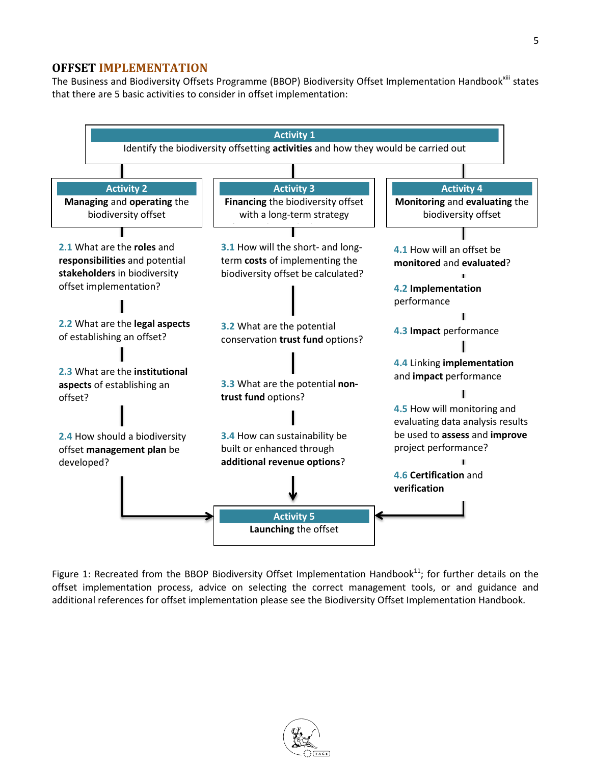## OFFSET IMPLEMENTATION

The Business and Biodiversity Offsets Programme (BBOP) Biodiversity Offset Implementation Handbook[xiii] states that there are 5 basic activities to consider in offset implementation:

**Activity 1**
Identify the biodiversity offsetting **activities** and how they would be carried out

**Activity 2**
**Managing** and **operating** the biodiversity offset

- **2.1** What are the **roles** and **responsibilities** and potential **stakeholders** in biodiversity offset implementation?
- **2.2** What are the **legal aspects** of establishing an offset?
- **2.3** What are the **institutional aspects** of establishing an offset?
- **2.4** How should a biodiversity offset **management plan** be developed?

**Activity 3**
**Financing** the biodiversity offset with a long-term strategy

- **3.1** How will the short- and long-term **costs** of implementing the biodiversity offset be calculated?
- **3.2** What are the potential conservation **trust fund** options?
- **3.3** What are the potential **non-trust fund** options?
- **3.4** How can sustainability be built or enhanced through **additional revenue options**?

**Activity 4**
**Monitoring** and **evaluating** the biodiversity offset

- **4.1** How will an offset be **monitored** and **evaluated**?
- **4.2 Implementation** performance
- **4.3 Impact** performance
- **4.4** Linking **implementation** and **impact** performance
- **4.5** How will monitoring and evaluating data analysis results be used to **assess** and **improve** project performance?
- **4.6 Certification** and **verification**

**Activity 5**
**Launching** the offset

Figure 1: Recreated from the BBOP Biodiversity Offset Implementation Handbook[11]; for further details on the offset implementation process, advice on selecting the correct management tools, or and guidance and additional references for offset implementation please see the Biodiversity Offset Implementation Handbook.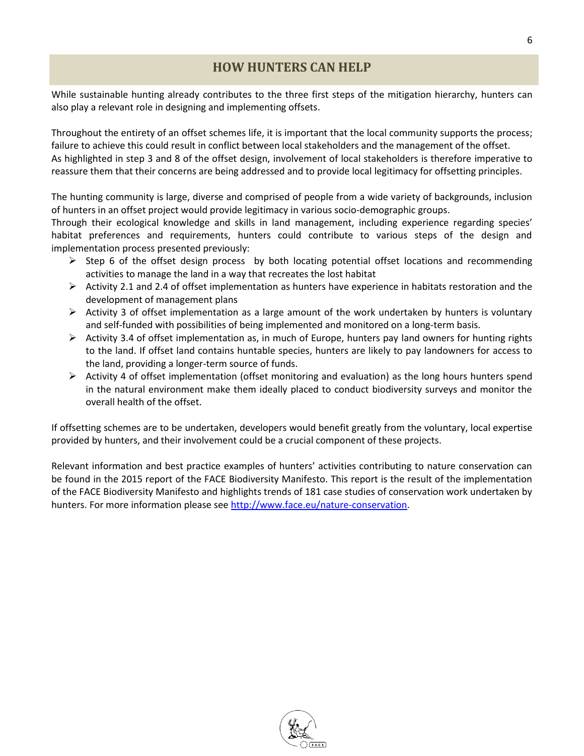## HOW HUNTERS CAN HELP

While sustainable hunting already contributes to the three first steps of the mitigation hierarchy, hunters can also play a relevant role in designing and implementing offsets.

Throughout the entirety of an offset schemes life, it is important that the local community supports the process; failure to achieve this could result in conflict between local stakeholders and the management of the offset. As highlighted in step 3 and 8 of the offset design, involvement of local stakeholders is therefore imperative to reassure them that their concerns are being addressed and to provide local legitimacy for offsetting principles.

The hunting community is large, diverse and comprised of people from a wide variety of backgrounds, inclusion of hunters in an offset project would provide legitimacy in various socio-demographic groups.
Through their ecological knowledge and skills in land management, including experience regarding species' habitat preferences and requirements, hunters could contribute to various steps of the design and implementation process presented previously:

- Step 6 of the offset design process by both locating potential offset locations and recommending activities to manage the land in a way that recreates the lost habitat
- Activity 2.1 and 2.4 of offset implementation as hunters have experience in habitats restoration and the development of management plans
- Activity 3 of offset implementation as a large amount of the work undertaken by hunters is voluntary and self-funded with possibilities of being implemented and monitored on a long-term basis.
- Activity 3.4 of offset implementation as, in much of Europe, hunters pay land owners for hunting rights to the land. If offset land contains huntable species, hunters are likely to pay landowners for access to the land, providing a longer-term source of funds.
- Activity 4 of offset implementation (offset monitoring and evaluation) as the long hours hunters spend in the natural environment make them ideally placed to conduct biodiversity surveys and monitor the overall health of the offset.

If offsetting schemes are to be undertaken, developers would benefit greatly from the voluntary, local expertise provided by hunters, and their involvement could be a crucial component of these projects.

Relevant information and best practice examples of hunters' activities contributing to nature conservation can be found in the 2015 report of the FACE Biodiversity Manifesto. This report is the result of the implementation of the FACE Biodiversity Manifesto and highlights trends of 181 case studies of conservation work undertaken by hunters. For more information please see [http://www.face.eu/nature-conservation](http://www.face.eu/nature-conservation).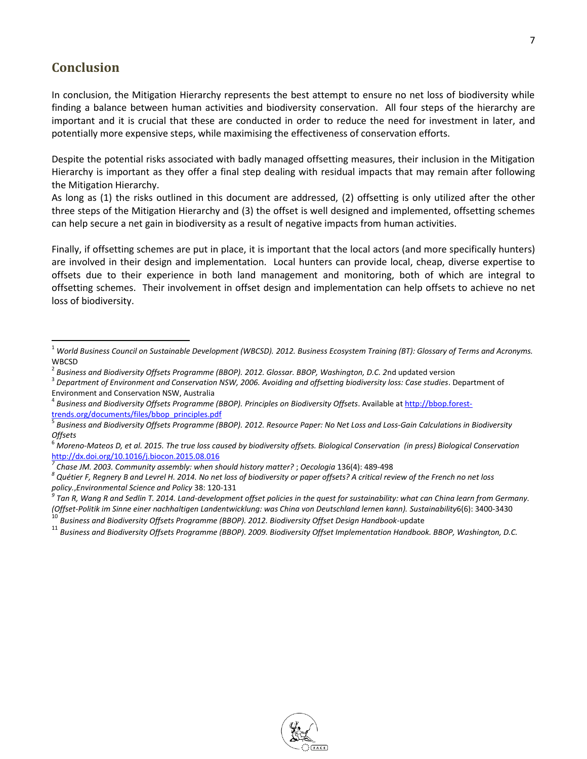## Conclusion

In conclusion, the Mitigation Hierarchy represents the best attempt to ensure no net loss of biodiversity while finding a balance between human activities and biodiversity conservation. All four steps of the hierarchy are important and it is crucial that these are conducted in order to reduce the need for investment in later, and potentially more expensive steps, while maximising the effectiveness of conservation efforts.

Despite the potential risks associated with badly managed offsetting measures, their inclusion in the Mitigation Hierarchy is important as they offer a final step dealing with residual impacts that may remain after following the Mitigation Hierarchy.

As long as (1) the risks outlined in this document are addressed, (2) offsetting is only utilized after the other three steps of the Mitigation Hierarchy and (3) the offset is well designed and implemented, offsetting schemes can help secure a net gain in biodiversity as a result of negative impacts from human activities.

Finally, if offsetting schemes are put in place, it is important that the local actors (and more specifically hunters) are involved in their design and implementation. Local hunters can provide local, cheap, diverse expertise to offsets due to their experience in both land management and monitoring, both of which are integral to offsetting schemes. Their involvement in offset design and implementation can help offsets to achieve no net loss of biodiversity.

---

[1] *World Business Council on Sustainable Development (WBCSD). 2012. Business Ecosystem Training (BT): Glossary of Terms and Acronyms.* WBCSD

[2] *Business and Biodiversity Offsets Programme (BBOP). 2012. Glossar. BBOP, Washington, D.C. 2*nd updated version

[3] *Department of Environment and Conservation NSW, 2006. Avoiding and offsetting biodiversity loss: Case studies*. Department of Environment and Conservation NSW, Australia

[4] *Business and Biodiversity Offsets Programme (BBOP). Principles on Biodiversity Offsets*. Available at http://bbop.forest-trends.org/documents/files/bbop_principles.pdf

[5] *Business and Biodiversity Offsets Programme (BBOP). 2012. Resource Paper: No Net Loss and Loss-Gain Calculations in Biodiversity Offsets*

[6] *Moreno-Mateos D, et al. 2015. The true loss caused by biodiversity offsets. Biological Conservation (in press) Biological Conservation* http://dx.doi.org/10.1016/j.biocon.2015.08.016

[7] *Chase JM. 2003. Community assembly: when should history matter?* ; *Oecologia* 136(4): 489-498

[8] *Quétier F, Regnery B and Levrel H. 2014. No net loss of biodiversity or paper offsets? A critical review of the French no net loss policy.*,*Environmental Science and Policy* 38: 120-131

[9] *Tan R, Wang R and Sedlin T. 2014. Land-development offset policies in the quest for sustainability: what can China learn from Germany. (Offset-Politik im Sinne einer nachhaltigen Landentwicklung: was China von Deutschland lernen kann). Sustainability*6(6): 3400-3430

[10] *Business and Biodiversity Offsets Programme (BBOP). 2012. Biodiversity Offset Design Handbook*-update

[11] *Business and Biodiversity Offsets Programme (BBOP). 2009. Biodiversity Offset Implementation Handbook. BBOP, Washington, D.C.*